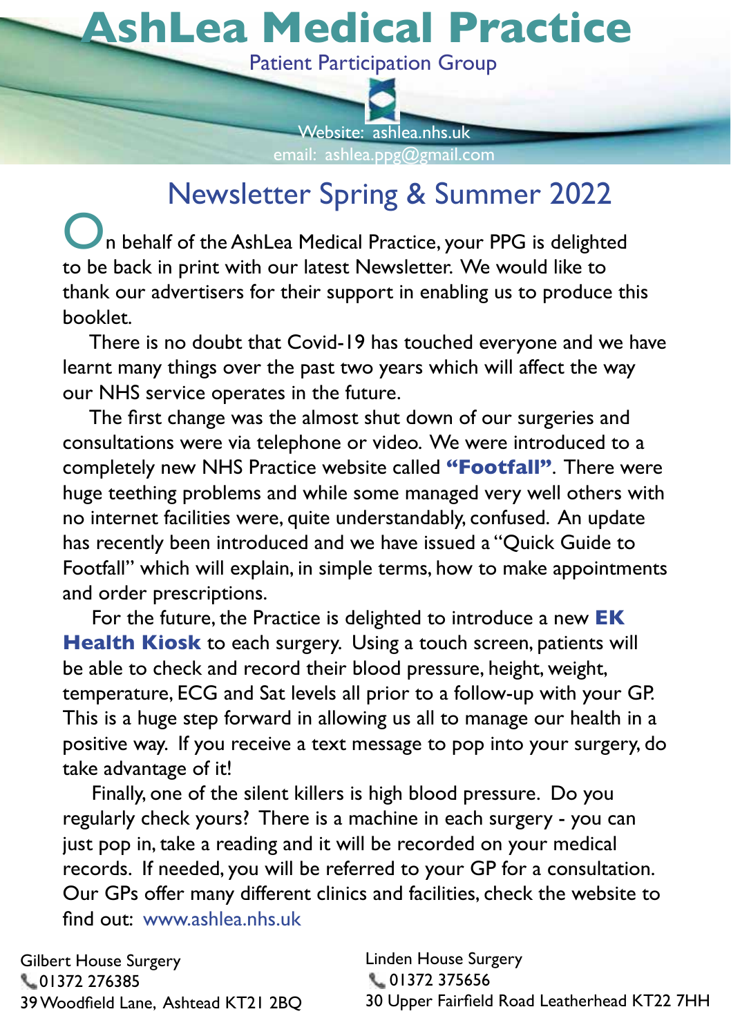# AshLea Medical Practice

Patient Participation Group

Website: ashlea.nhs.uk
email: ashlea.ppg@gmail.com

## Newsletter Spring & Summer 2022

On behalf of the AshLea Medical Practice, your PPG is delighted to be back in print with our latest Newsletter. We would like to thank our advertisers for their support in enabling us to produce this booklet.

There is no doubt that Covid-19 has touched everyone and we have learnt many things over the past two years which will affect the way our NHS service operates in the future.

The first change was the almost shut down of our surgeries and consultations were via telephone or video. We were introduced to a completely new NHS Practice website called **"Footfall"**. There were huge teething problems and while some managed very well others with no internet facilities were, quite understandably, confused. An update has recently been introduced and we have issued a "Quick Guide to Footfall" which will explain, in simple terms, how to make appointments and order prescriptions.

For the future, the Practice is delighted to introduce a new **EK Health Kiosk** to each surgery. Using a touch screen, patients will be able to check and record their blood pressure, height, weight, temperature, ECG and Sat levels all prior to a follow-up with your GP. This is a huge step forward in allowing us all to manage our health in a positive way. If you receive a text message to pop into your surgery, do take advantage of it!

Finally, one of the silent killers is high blood pressure. Do you regularly check yours? There is a machine in each surgery - you can just pop in, take a reading and it will be recorded on your medical records. If needed, you will be referred to your GP for a consultation. Our GPs offer many different clinics and facilities, check the website to find out: www.ashlea.nhs.uk

Gilbert House Surgery
01372 276385
39 Woodfield Lane, Ashtead KT21 2BQ

Linden House Surgery
01372 375656
30 Upper Fairfield Road Leatherhead KT22 7HH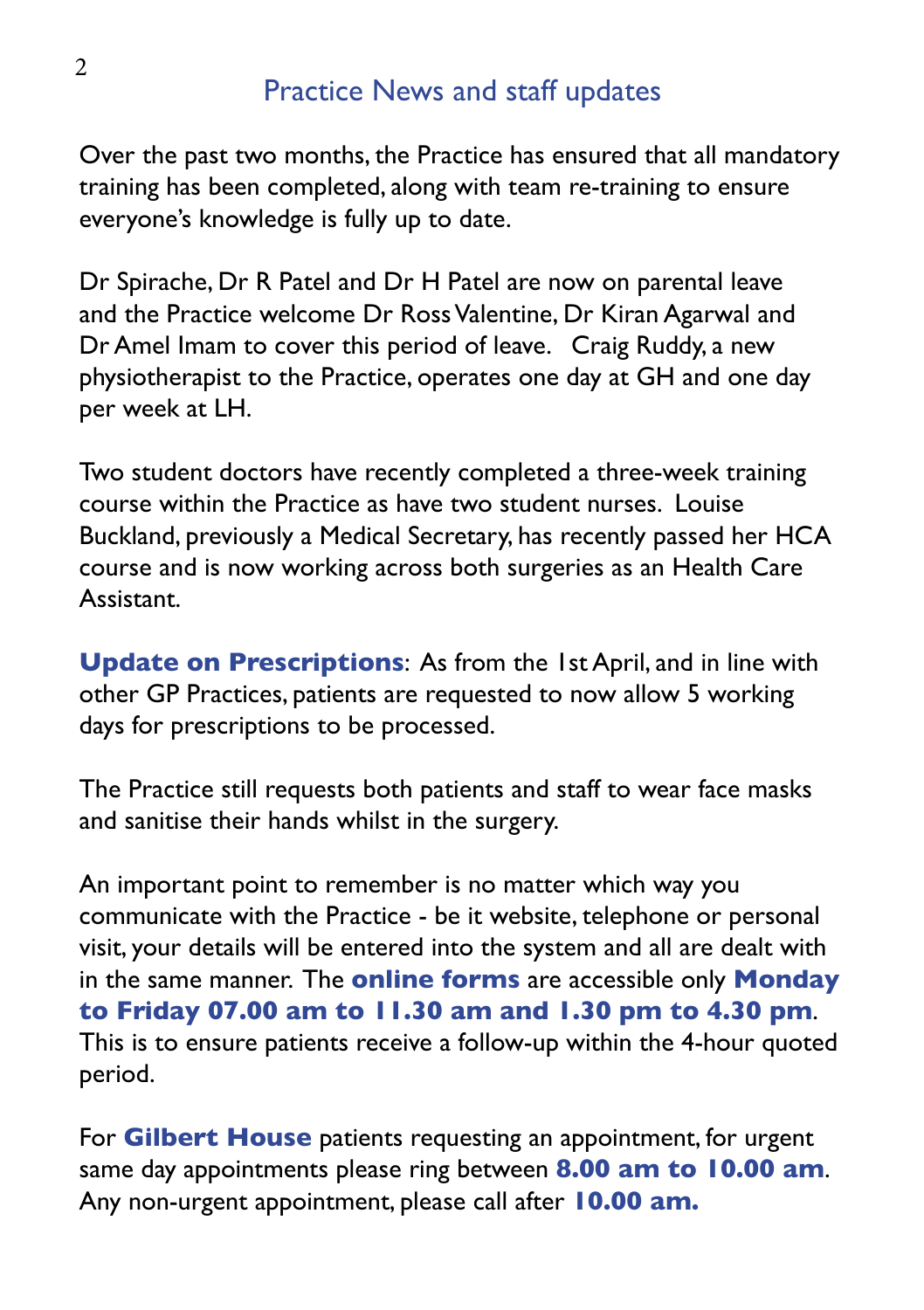## Practice News and staff updates

Over the past two months, the Practice has ensured that all mandatory training has been completed, along with team re-training to ensure everyone's knowledge is fully up to date.

Dr Spirache, Dr R Patel and Dr H Patel are now on parental leave and the Practice welcome Dr Ross Valentine, Dr Kiran Agarwal and Dr Amel Imam to cover this period of leave. Craig Ruddy, a new physiotherapist to the Practice, operates one day at GH and one day per week at LH.

Two student doctors have recently completed a three-week training course within the Practice as have two student nurses. Louise Buckland, previously a Medical Secretary, has recently passed her HCA course and is now working across both surgeries as an Health Care Assistant.

**Update on Prescriptions**: As from the 1st April, and in line with other GP Practices, patients are requested to now allow 5 working days for prescriptions to be processed.

The Practice still requests both patients and staff to wear face masks and sanitise their hands whilst in the surgery.

An important point to remember is no matter which way you communicate with the Practice - be it website, telephone or personal visit, your details will be entered into the system and all are dealt with in the same manner. The **online forms** are accessible only **Monday to Friday 07.00 am to 11.30 am and 1.30 pm to 4.30 pm**. This is to ensure patients receive a follow-up within the 4-hour quoted period.

For **Gilbert House** patients requesting an appointment, for urgent same day appointments please ring between **8.00 am to 10.00 am**. Any non-urgent appointment, please call after **10.00 am.**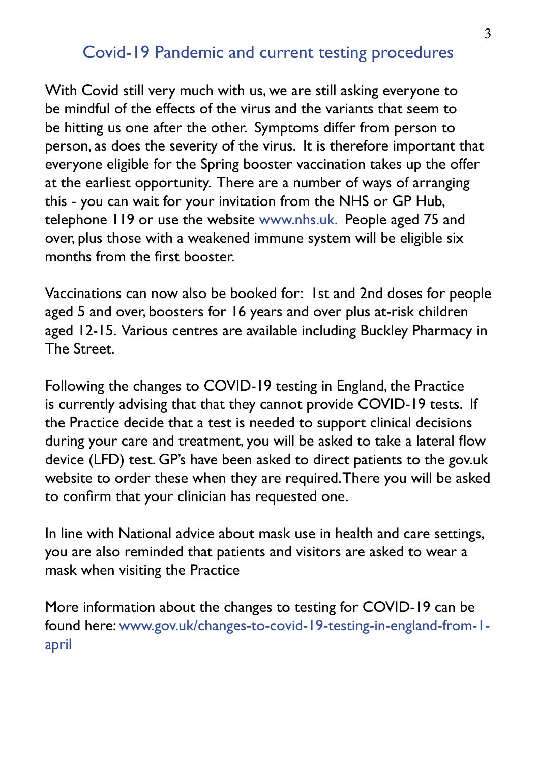## Covid-19 Pandemic and current testing procedures

With Covid still very much with us, we are still asking everyone to be mindful of the effects of the virus and the variants that seem to be hitting us one after the other. Symptoms differ from person to person, as does the severity of the virus. It is therefore important that everyone eligible for the Spring booster vaccination takes up the offer at the earliest opportunity. There are a number of ways of arranging this - you can wait for your invitation from the NHS or GP Hub, telephone 119 or use the website www.nhs.uk. People aged 75 and over, plus those with a weakened immune system will be eligible six months from the first booster.

Vaccinations can now also be booked for: 1st and 2nd doses for people aged 5 and over, boosters for 16 years and over plus at-risk children aged 12-15. Various centres are available including Buckley Pharmacy in The Street.

Following the changes to COVID-19 testing in England, the Practice is currently advising that that they cannot provide COVID-19 tests. If the Practice decide that a test is needed to support clinical decisions during your care and treatment, you will be asked to take a lateral flow device (LFD) test. GP's have been asked to direct patients to the gov.uk website to order these when they are required. There you will be asked to confirm that your clinician has requested one.

In line with National advice about mask use in health and care settings, you are also reminded that patients and visitors are asked to wear a mask when visiting the Practice

More information about the changes to testing for COVID-19 can be found here: www.gov.uk/changes-to-covid-19-testing-in-england-from-1-april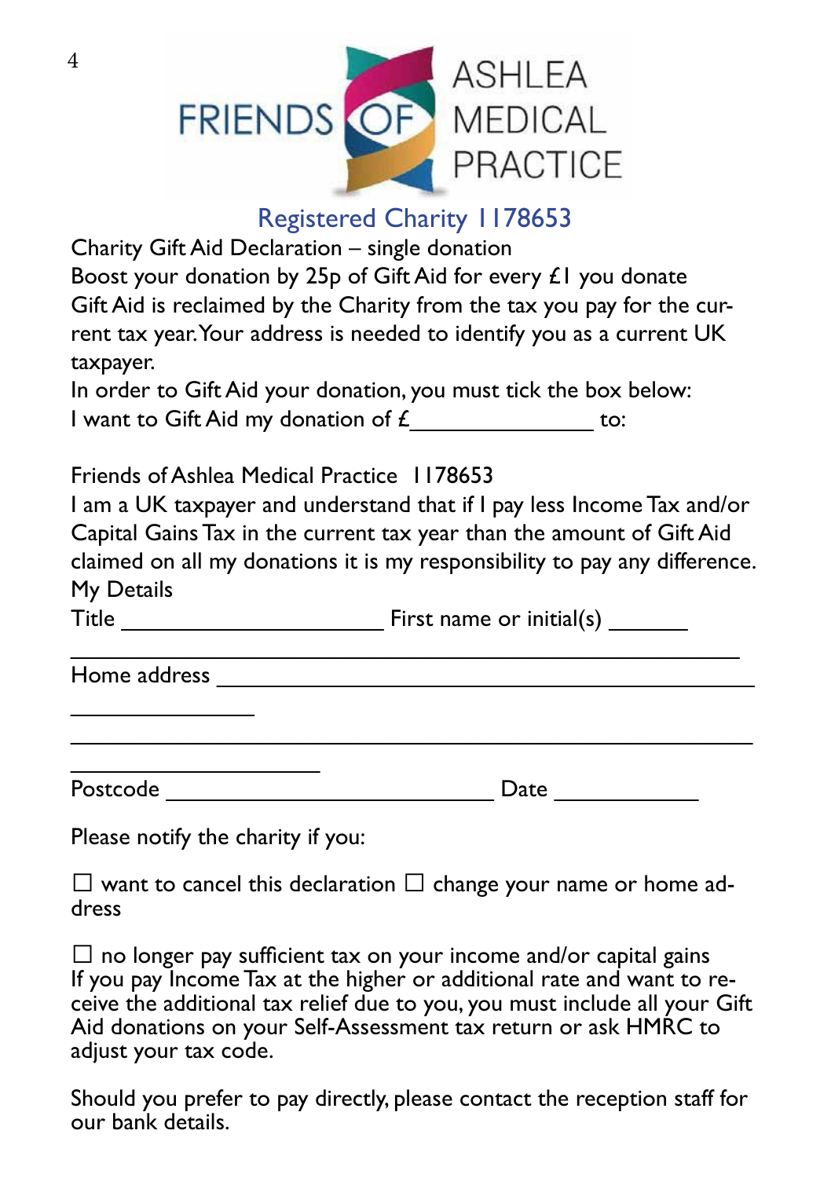FRIENDS OF ASHLEA MEDICAL PRACTICE

Registered Charity 1178653

Charity Gift Aid Declaration – single donation

Boost your donation by 25p of Gift Aid for every £1 you donate

Gift Aid is reclaimed by the Charity from the tax you pay for the current tax year. Your address is needed to identify you as a current UK taxpayer.

In order to Gift Aid your donation, you must tick the box below:

I want to Gift Aid my donation of £_______________ to:

Friends of Ashlea Medical Practice 1178653

I am a UK taxpayer and understand that if I pay less Income Tax and/or Capital Gains Tax in the current tax year than the amount of Gift Aid claimed on all my donations it is my responsibility to pay any difference.

My Details

Title _____________________ First name or initial(s) ______

_______________________________________________________

Home address ___________________________________________

_______________

_______________________________________________________

_____________________

Postcode ___________________________ Date ____________

Please notify the charity if you:

☐ want to cancel this declaration ☐ change your name or home address

☐ no longer pay sufficient tax on your income and/or capital gains

If you pay Income Tax at the higher or additional rate and want to receive the additional tax relief due to you, you must include all your Gift Aid donations on your Self-Assessment tax return or ask HMRC to adjust your tax code.

Should you prefer to pay directly, please contact the reception staff for our bank details.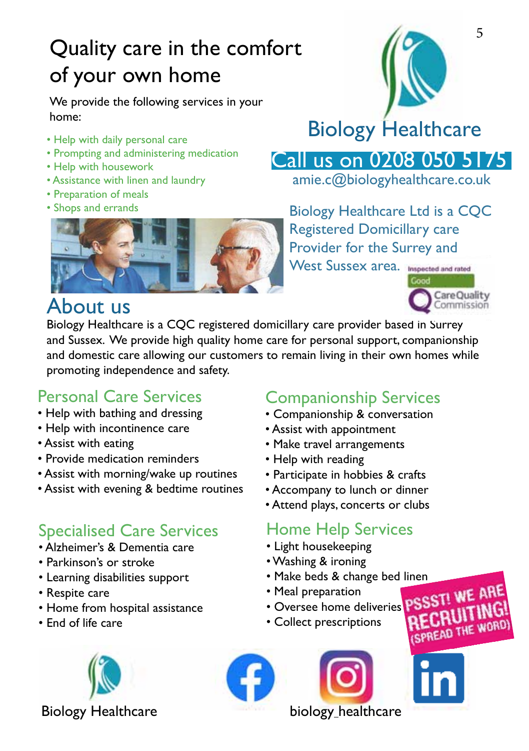# Quality care in the comfort of your own home

We provide the following services in your home:

- Help with daily personal care
- Prompting and administering medication
- Help with housework
- Assistance with linen and laundry
- Preparation of meals
- Shops and errands

## Biology Healthcare

**Call us on 0208 050 5175**

amie.c@biologyhealthcare.co.uk

Biology Healthcare Ltd is a CQC Registered Domicillary care Provider for the Surrey and West Sussex area.

Inspected and rated Good – Care Quality Commission

## About us

Biology Healthcare is a CQC registered domicillary care provider based in Surrey and Sussex. We provide high quality home care for personal support, companionship and domestic care allowing our customers to remain living in their own homes while promoting independence and safety.

### Personal Care Services

- Help with bathing and dressing
- Help with incontinence care
- Assist with eating
- Provide medication reminders
- Assist with morning/wake up routines
- Assist with evening & bedtime routines

### Companionship Services

- Companionship & conversation
- Assist with appointment
- Make travel arrangements
- Help with reading
- Participate in hobbies & crafts
- Accompany to lunch or dinner
- Attend plays, concerts or clubs

### Specialised Care Services

- Alzheimer's & Dementia care
- Parkinson's or stroke
- Learning disabilities support
- Respite care
- Home from hospital assistance
- End of life care

### Home Help Services

- Light housekeeping
- Washing & ironing
- Make beds & change bed linen
- Meal preparation
- Oversee home deliveries
- Collect prescriptions

PSSST! WE ARE RECRUITING! (SPREAD THE WORD)

Biology Healthcare

biology_healthcare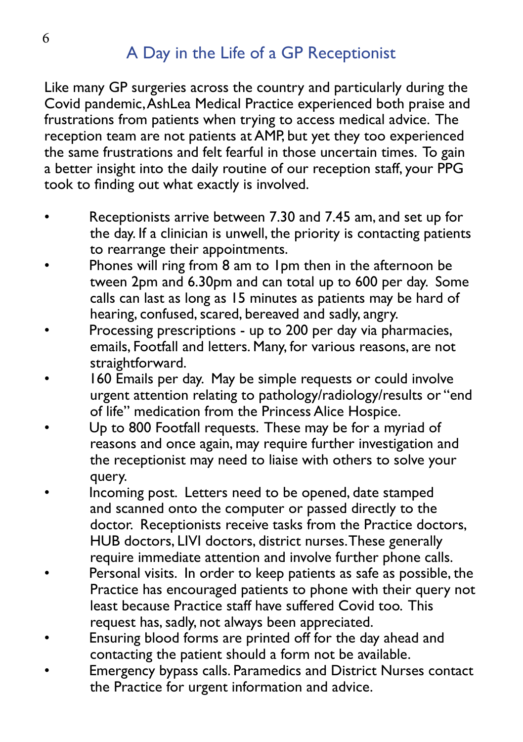## A Day in the Life of a GP Receptionist

Like many GP surgeries across the country and particularly during the Covid pandemic, AshLea Medical Practice experienced both praise and frustrations from patients when trying to access medical advice. The reception team are not patients at AMP, but yet they too experienced the same frustrations and felt fearful in those uncertain times. To gain a better insight into the daily routine of our reception staff, your PPG took to finding out what exactly is involved.

- Receptionists arrive between 7.30 and 7.45 am, and set up for the day. If a clinician is unwell, the priority is contacting patients to rearrange their appointments.
- Phones will ring from 8 am to 1pm then in the afternoon between 2pm and 6.30pm and can total up to 600 per day. Some calls can last as long as 15 minutes as patients may be hard of hearing, confused, scared, bereaved and sadly, angry.
- Processing prescriptions - up to 200 per day via pharmacies, emails, Footfall and letters. Many, for various reasons, are not straightforward.
- 160 Emails per day. May be simple requests or could involve urgent attention relating to pathology/radiology/results or "end of life" medication from the Princess Alice Hospice.
- Up to 800 Footfall requests. These may be for a myriad of reasons and once again, may require further investigation and the receptionist may need to liaise with others to solve your query.
- Incoming post. Letters need to be opened, date stamped and scanned onto the computer or passed directly to the doctor. Receptionists receive tasks from the Practice doctors, HUB doctors, LIVI doctors, district nurses. These generally require immediate attention and involve further phone calls.
- Personal visits. In order to keep patients as safe as possible, the Practice has encouraged patients to phone with their query not least because Practice staff have suffered Covid too. This request has, sadly, not always been appreciated.
- Ensuring blood forms are printed off for the day ahead and contacting the patient should a form not be available.
- Emergency bypass calls. Paramedics and District Nurses contact the Practice for urgent information and advice.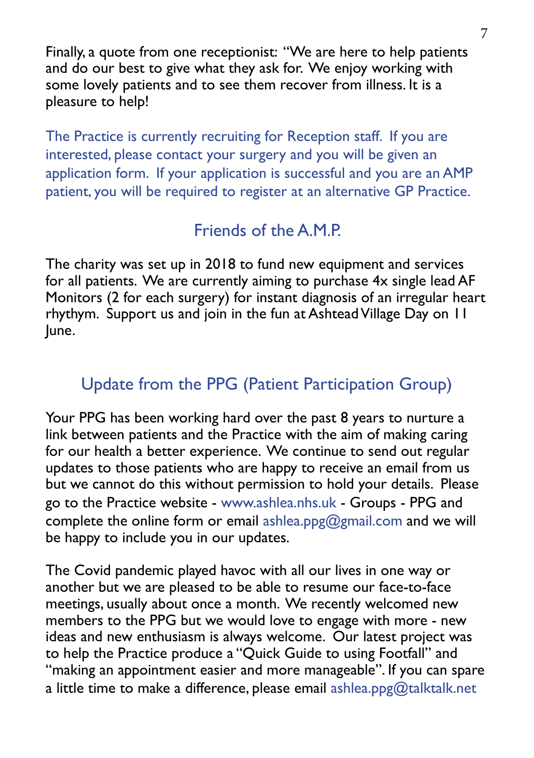Finally, a quote from one receptionist: “We are here to help patients and do our best to give what they ask for. We enjoy working with some lovely patients and to see them recover from illness. It is a pleasure to help!

The Practice is currently recruiting for Reception staff. If you are interested, please contact your surgery and you will be given an application form. If your application is successful and you are an AMP patient, you will be required to register at an alternative GP Practice.

## Friends of the A.M.P.

The charity was set up in 2018 to fund new equipment and services for all patients. We are currently aiming to purchase 4x single lead AF Monitors (2 for each surgery) for instant diagnosis of an irregular heart rhythym. Support us and join in the fun at Ashtead Village Day on 11 June.

## Update from the PPG (Patient Participation Group)

Your PPG has been working hard over the past 8 years to nurture a link between patients and the Practice with the aim of making caring for our health a better experience. We continue to send out regular updates to those patients who are happy to receive an email from us but we cannot do this without permission to hold your details. Please go to the Practice website - www.ashlea.nhs.uk - Groups - PPG and complete the online form or email ashlea.ppg@gmail.com and we will be happy to include you in our updates.

The Covid pandemic played havoc with all our lives in one way or another but we are pleased to be able to resume our face-to-face meetings, usually about once a month. We recently welcomed new members to the PPG but we would love to engage with more - new ideas and new enthusiasm is always welcome. Our latest project was to help the Practice produce a “Quick Guide to using Footfall” and “making an appointment easier and more manageable”. If you can spare a little time to make a difference, please email ashlea.ppg@talktalk.net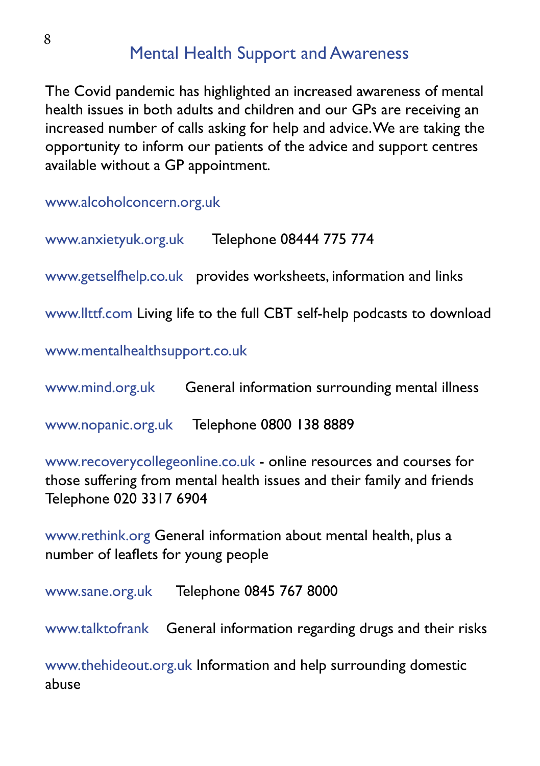## Mental Health Support and Awareness

The Covid pandemic has highlighted an increased awareness of mental health issues in both adults and children and our GPs are receiving an increased number of calls asking for help and advice. We are taking the opportunity to inform our patients of the advice and support centres available without a GP appointment.

www.alcoholconcern.org.uk

www.anxietyuk.org.uk Telephone 08444 775 774

www.getselfhelp.co.uk provides worksheets, information and links

www.llttf.com Living life to the full CBT self-help podcasts to download

www.mentalhealthsupport.co.uk

www.mind.org.uk General information surrounding mental illness

www.nopanic.org.uk Telephone 0800 138 8889

www.recoverycollegeonline.co.uk - online resources and courses for those suffering from mental health issues and their family and friends Telephone 020 3317 6904

www.rethink.org General information about mental health, plus a number of leaflets for young people

www.sane.org.uk Telephone 0845 767 8000

www.talktofrank General information regarding drugs and their risks

www.thehideout.org.uk Information and help surrounding domestic abuse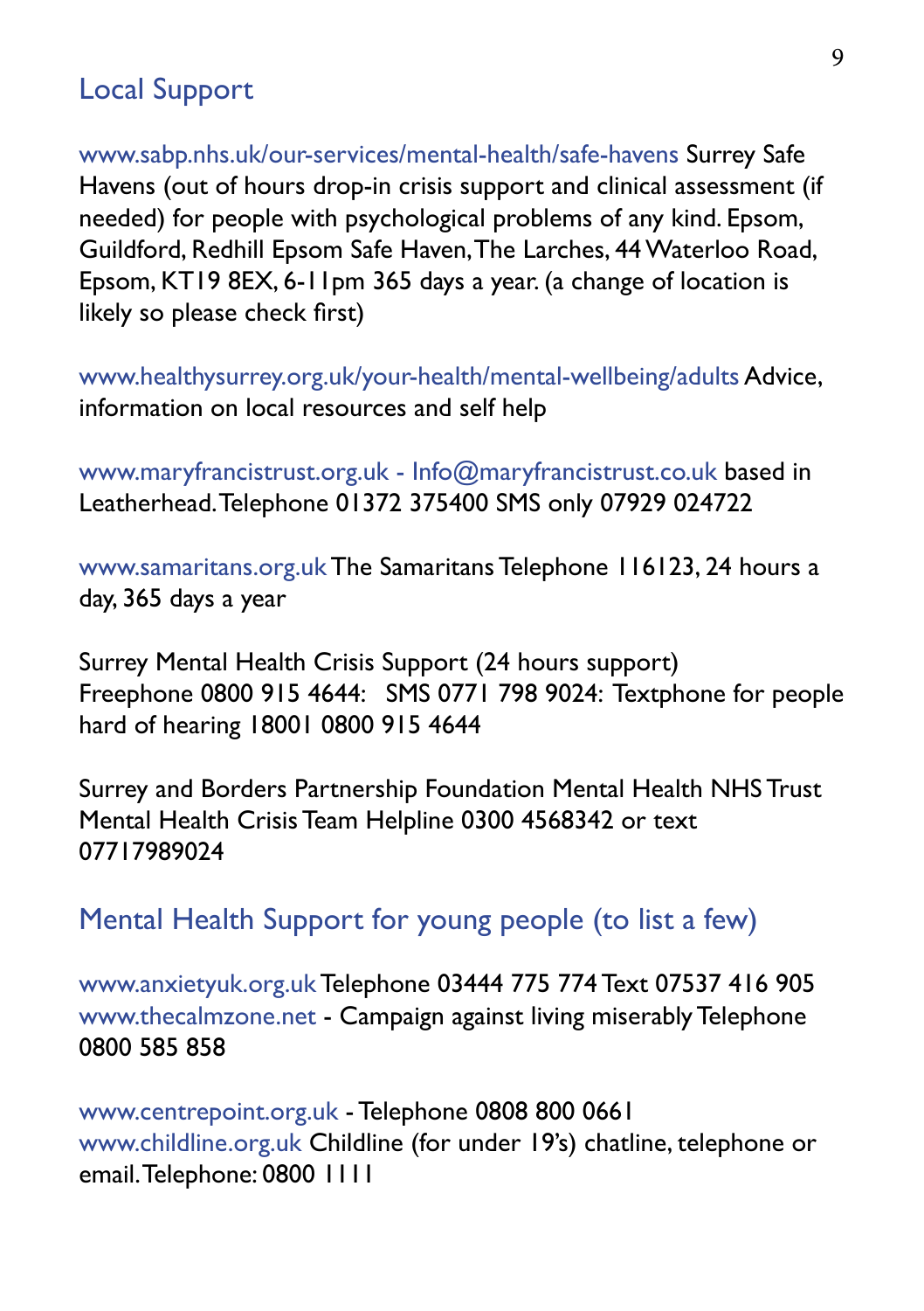## Local Support

www.sabp.nhs.uk/our-services/mental-health/safe-havens Surrey Safe Havens (out of hours drop-in crisis support and clinical assessment (if needed) for people with psychological problems of any kind. Epsom, Guildford, Redhill Epsom Safe Haven, The Larches, 44 Waterloo Road, Epsom, KT19 8EX, 6-11pm 365 days a year. (a change of location is likely so please check first)

www.healthysurrey.org.uk/your-health/mental-wellbeing/adults Advice, information on local resources and self help

www.maryfrancistrust.org.uk - Info@maryfrancistrust.co.uk based in Leatherhead. Telephone 01372 375400 SMS only 07929 024722

www.samaritans.org.uk The Samaritans Telephone 116123, 24 hours a day, 365 days a year

Surrey Mental Health Crisis Support (24 hours support)
Freephone 0800 915 4644: SMS 0771 798 9024: Textphone for people hard of hearing 18001 0800 915 4644

Surrey and Borders Partnership Foundation Mental Health NHS Trust Mental Health Crisis Team Helpline 0300 4568342 or text 07717989024

## Mental Health Support for young people (to list a few)

www.anxietyuk.org.uk Telephone 03444 775 774 Text 07537 416 905
www.thecalmzone.net - Campaign against living miserably Telephone 0800 585 858

www.centrepoint.org.uk - Telephone 0808 800 0661
www.childline.org.uk Childline (for under 19's) chatline, telephone or email. Telephone: 0800 1111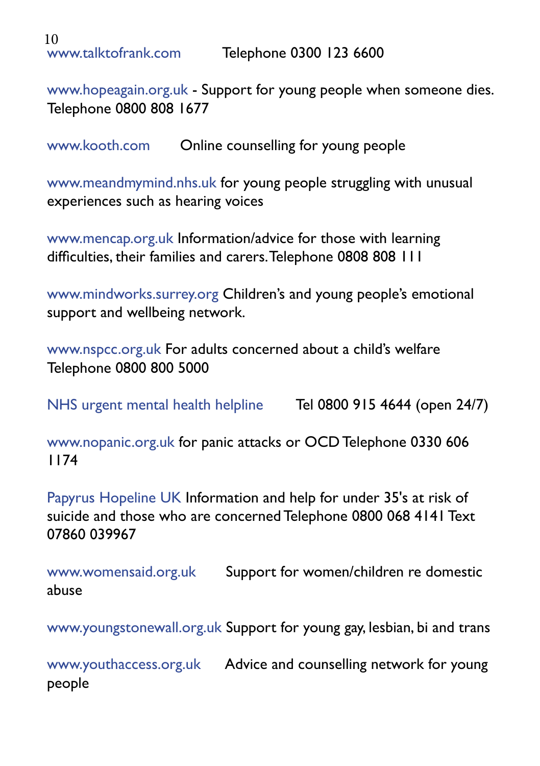www.talktofrank.com Telephone 0300 123 6600

www.hopeagain.org.uk - Support for young people when someone dies. Telephone 0800 808 1677

www.kooth.com Online counselling for young people

www.meandmymind.nhs.uk for young people struggling with unusual experiences such as hearing voices

www.mencap.org.uk Information/advice for those with learning difficulties, their families and carers. Telephone 0808 808 111

www.mindworks.surrey.org Children's and young people's emotional support and wellbeing network.

www.nspcc.org.uk For adults concerned about a child's welfare Telephone 0800 800 5000

NHS urgent mental health helpline Tel 0800 915 4644 (open 24/7)

www.nopanic.org.uk for panic attacks or OCD Telephone 0330 606 1174

Papyrus Hopeline UK Information and help for under 35's at risk of suicide and those who are concerned Telephone 0800 068 4141 Text 07860 039967

www.womensaid.org.uk Support for women/children re domestic abuse

www.youngstonewall.org.uk Support for young gay, lesbian, bi and trans

www.youthaccess.org.uk Advice and counselling network for young people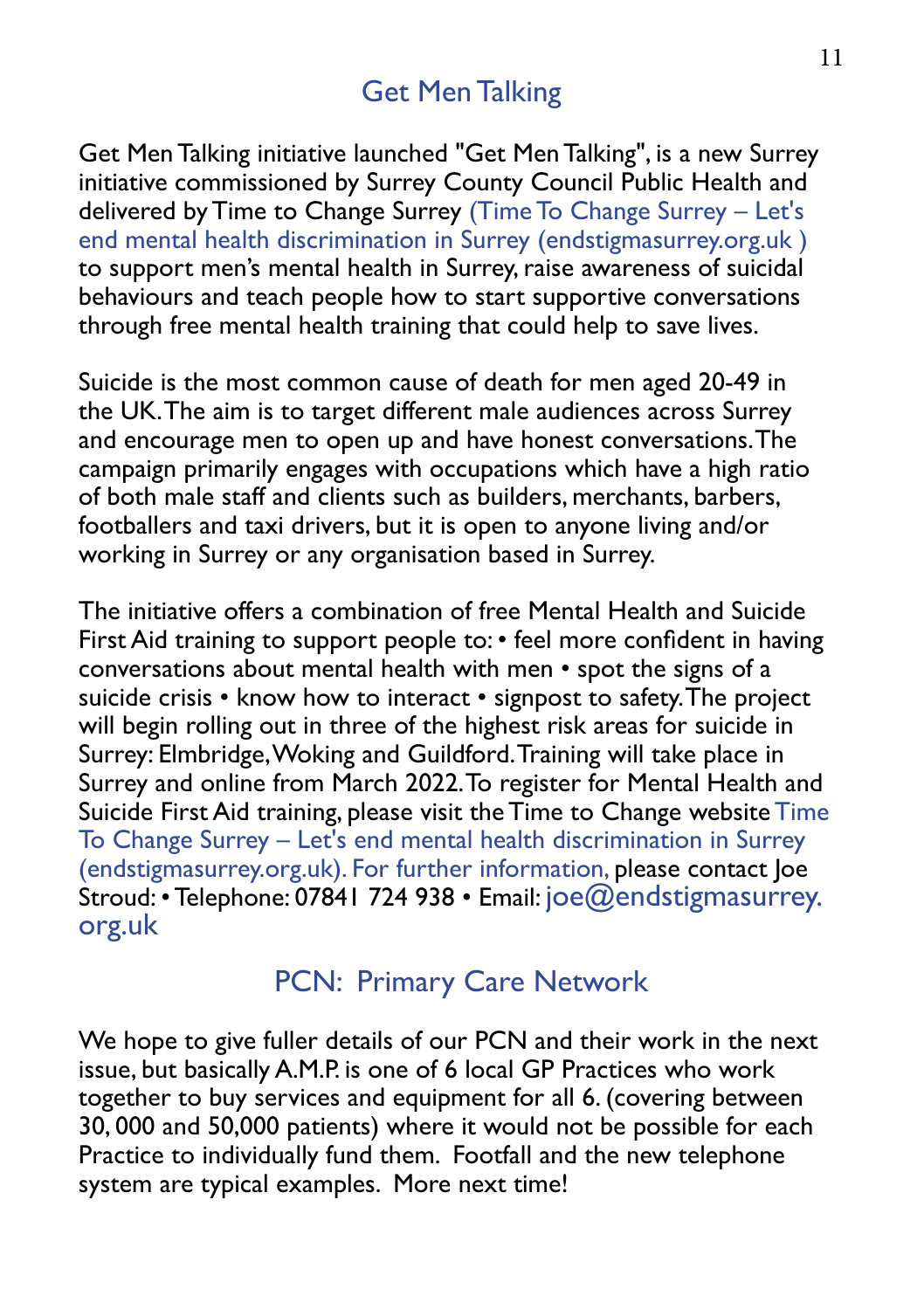## Get Men Talking

Get Men Talking initiative launched "Get Men Talking", is a new Surrey initiative commissioned by Surrey County Council Public Health and delivered by Time to Change Surrey (Time To Change Surrey – Let's end mental health discrimination in Surrey (endstigmasurrey.org.uk ) to support men's mental health in Surrey, raise awareness of suicidal behaviours and teach people how to start supportive conversations through free mental health training that could help to save lives.

Suicide is the most common cause of death for men aged 20-49 in the UK. The aim is to target different male audiences across Surrey and encourage men to open up and have honest conversations. The campaign primarily engages with occupations which have a high ratio of both male staff and clients such as builders, merchants, barbers, footballers and taxi drivers, but it is open to anyone living and/or working in Surrey or any organisation based in Surrey.

The initiative offers a combination of free Mental Health and Suicide First Aid training to support people to: • feel more confident in having conversations about mental health with men • spot the signs of a suicide crisis • know how to interact • signpost to safety. The project will begin rolling out in three of the highest risk areas for suicide in Surrey: Elmbridge, Woking and Guildford. Training will take place in Surrey and online from March 2022. To register for Mental Health and Suicide First Aid training, please visit the Time to Change website Time To Change Surrey – Let's end mental health discrimination in Surrey (endstigmasurrey.org.uk). For further information, please contact Joe Stroud: • Telephone: 07841 724 938 • Email: joe@endstigmasurrey.org.uk

## PCN: Primary Care Network

We hope to give fuller details of our PCN and their work in the next issue, but basically A.M.P. is one of 6 local GP Practices who work together to buy services and equipment for all 6. (covering between 30, 000 and 50,000 patients) where it would not be possible for each Practice to individually fund them. Footfall and the new telephone system are typical examples. More next time!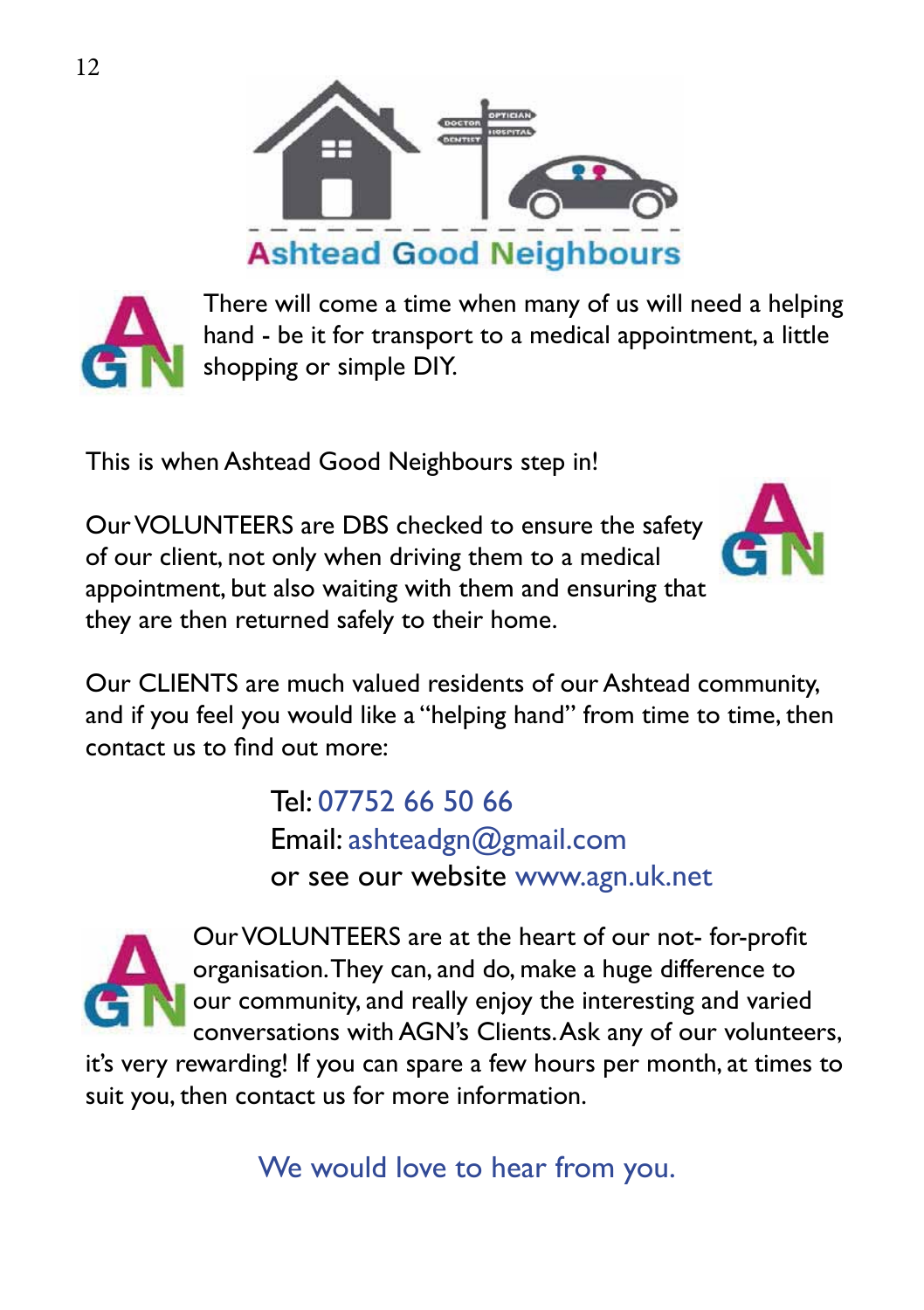# Ashtead Good Neighbours

There will come a time when many of us will need a helping hand - be it for transport to a medical appointment, a little shopping or simple DIY.

This is when Ashtead Good Neighbours step in!

Our VOLUNTEERS are DBS checked to ensure the safety of our client, not only when driving them to a medical appointment, but also waiting with them and ensuring that they are then returned safely to their home.

Our CLIENTS are much valued residents of our Ashtead community, and if you feel you would like a "helping hand" from time to time, then contact us to find out more:

Tel: 07752 66 50 66
Email: ashteadgn@gmail.com
or see our website www.agn.uk.net

Our VOLUNTEERS are at the heart of our not- for-profit organisation. They can, and do, make a huge difference to our community, and really enjoy the interesting and varied conversations with AGN's Clients. Ask any of our volunteers, it's very rewarding! If you can spare a few hours per month, at times to suit you, then contact us for more information.

We would love to hear from you.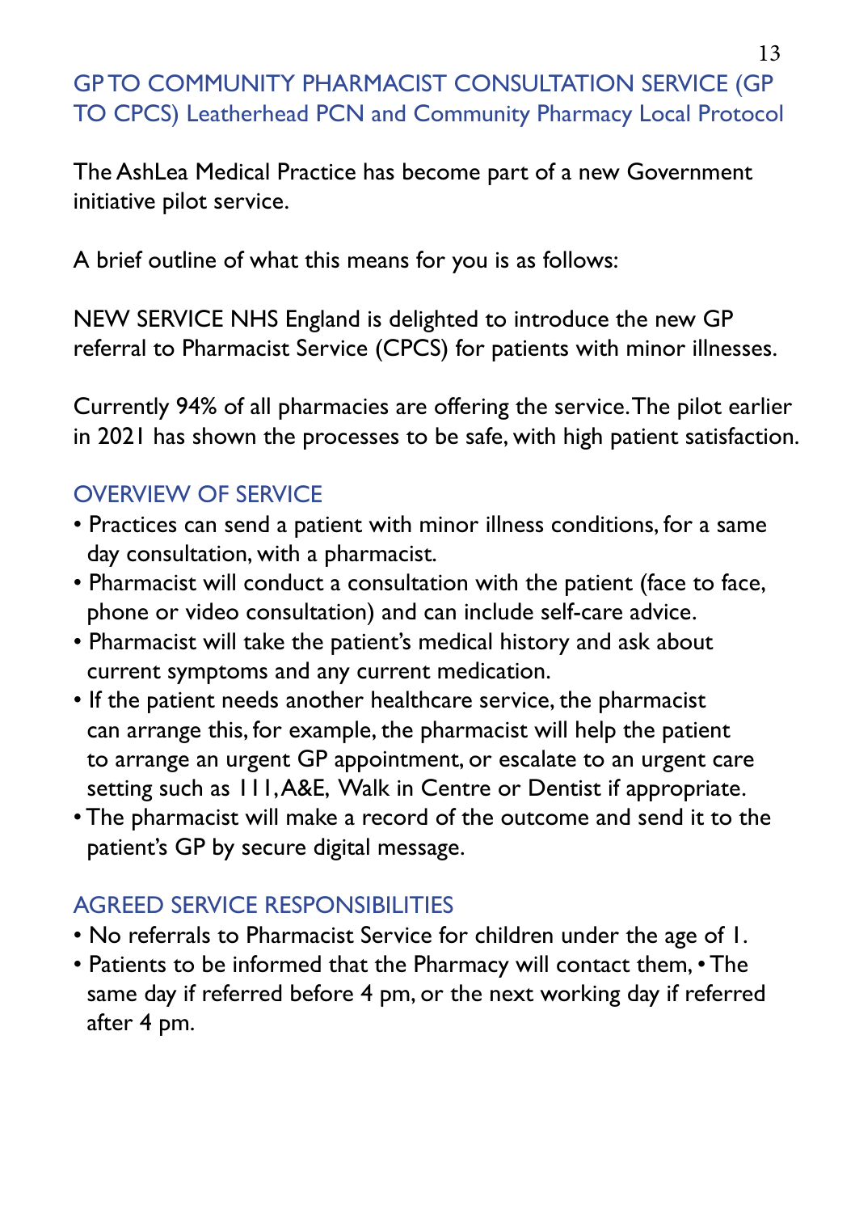## GP TO COMMUNITY PHARMACIST CONSULTATION SERVICE (GP TO CPCS) Leatherhead PCN and Community Pharmacy Local Protocol

The AshLea Medical Practice has become part of a new Government initiative pilot service.

A brief outline of what this means for you is as follows:

NEW SERVICE NHS England is delighted to introduce the new GP referral to Pharmacist Service (CPCS) for patients with minor illnesses.

Currently 94% of all pharmacies are offering the service. The pilot earlier in 2021 has shown the processes to be safe, with high patient satisfaction.

### OVERVIEW OF SERVICE

- Practices can send a patient with minor illness conditions, for a same day consultation, with a pharmacist.
- Pharmacist will conduct a consultation with the patient (face to face, phone or video consultation) and can include self-care advice.
- Pharmacist will take the patient's medical history and ask about current symptoms and any current medication.
- If the patient needs another healthcare service, the pharmacist can arrange this, for example, the pharmacist will help the patient to arrange an urgent GP appointment, or escalate to an urgent care setting such as 111, A&E, Walk in Centre or Dentist if appropriate.
- The pharmacist will make a record of the outcome and send it to the patient's GP by secure digital message.

### AGREED SERVICE RESPONSIBILITIES

- No referrals to Pharmacist Service for children under the age of 1.
- Patients to be informed that the Pharmacy will contact them, • The same day if referred before 4 pm, or the next working day if referred after 4 pm.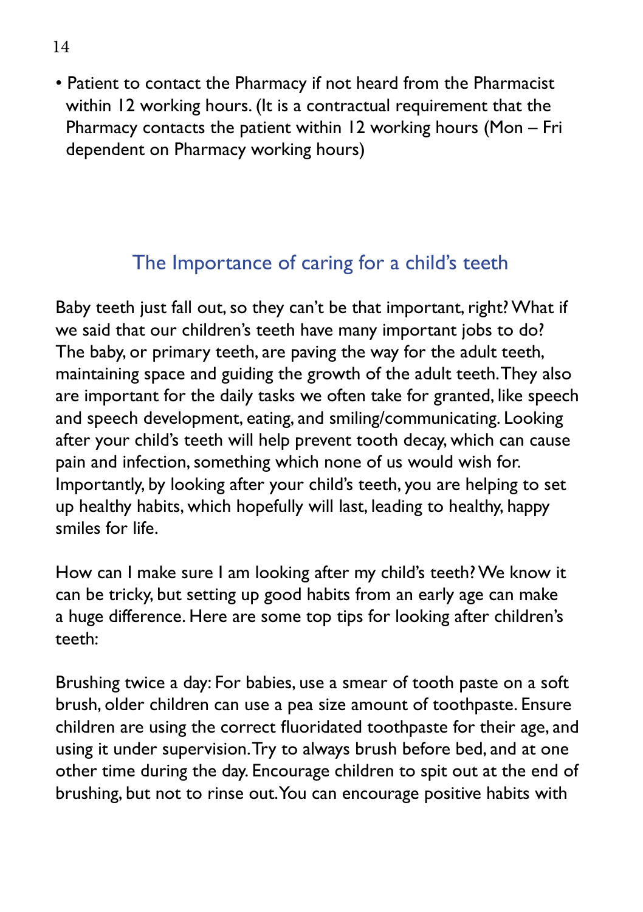- Patient to contact the Pharmacy if not heard from the Pharmacist within 12 working hours. (It is a contractual requirement that the Pharmacy contacts the patient within 12 working hours (Mon – Fri dependent on Pharmacy working hours)

## The Importance of caring for a child's teeth

Baby teeth just fall out, so they can't be that important, right? What if we said that our children's teeth have many important jobs to do? The baby, or primary teeth, are paving the way for the adult teeth, maintaining space and guiding the growth of the adult teeth. They also are important for the daily tasks we often take for granted, like speech and speech development, eating, and smiling/communicating. Looking after your child's teeth will help prevent tooth decay, which can cause pain and infection, something which none of us would wish for. Importantly, by looking after your child's teeth, you are helping to set up healthy habits, which hopefully will last, leading to healthy, happy smiles for life.

How can I make sure I am looking after my child's teeth? We know it can be tricky, but setting up good habits from an early age can make a huge difference. Here are some top tips for looking after children's teeth:

Brushing twice a day: For babies, use a smear of tooth paste on a soft brush, older children can use a pea size amount of toothpaste. Ensure children are using the correct fluoridated toothpaste for their age, and using it under supervision. Try to always brush before bed, and at one other time during the day. Encourage children to spit out at the end of brushing, but not to rinse out. You can encourage positive habits with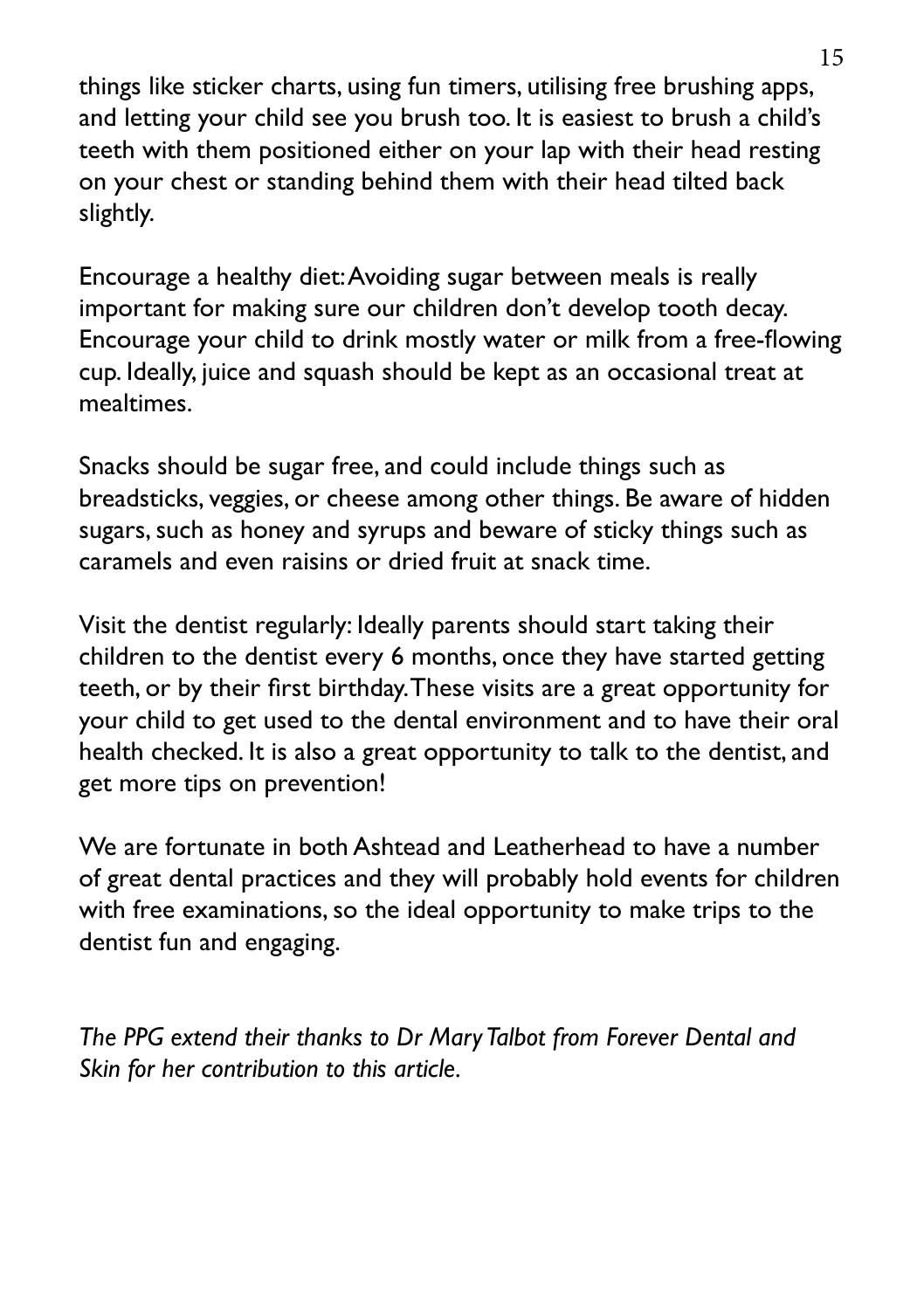things like sticker charts, using fun timers, utilising free brushing apps, and letting your child see you brush too. It is easiest to brush a child's teeth with them positioned either on your lap with their head resting on your chest or standing behind them with their head tilted back slightly.

Encourage a healthy diet: Avoiding sugar between meals is really important for making sure our children don't develop tooth decay. Encourage your child to drink mostly water or milk from a free-flowing cup. Ideally, juice and squash should be kept as an occasional treat at mealtimes.

Snacks should be sugar free, and could include things such as breadsticks, veggies, or cheese among other things. Be aware of hidden sugars, such as honey and syrups and beware of sticky things such as caramels and even raisins or dried fruit at snack time.

Visit the dentist regularly: Ideally parents should start taking their children to the dentist every 6 months, once they have started getting teeth, or by their first birthday. These visits are a great opportunity for your child to get used to the dental environment and to have their oral health checked. It is also a great opportunity to talk to the dentist, and get more tips on prevention!

We are fortunate in both Ashtead and Leatherhead to have a number of great dental practices and they will probably hold events for children with free examinations, so the ideal opportunity to make trips to the dentist fun and engaging.

*The PPG extend their thanks to Dr Mary Talbot from Forever Dental and Skin for her contribution to this article.*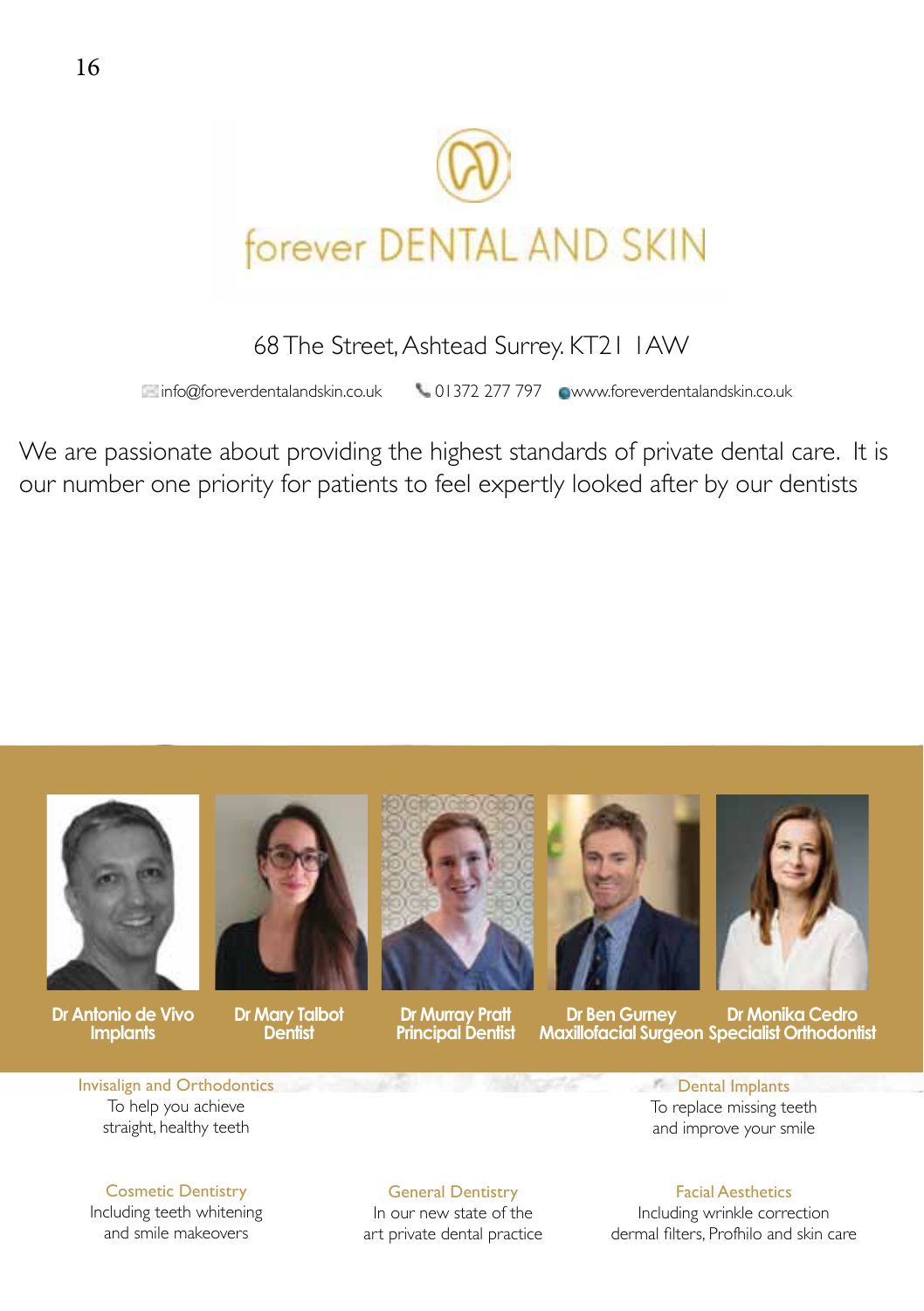# forever DENTAL AND SKIN

68 The Street, Ashtead Surrey. KT21 1AW

info@foreverdentalandskin.co.uk 01372 277 797 www.foreverdentalandskin.co.uk

We are passionate about providing the highest standards of private dental care. It is our number one priority for patients to feel expertly looked after by our dentists

**Dr Antonio de Vivo**
**Implants**

**Dr Mary Talbot**
**Dentist**

**Dr Murray Pratt**
**Principal Dentist**

**Dr Ben Gurney**
**Maxillofacial Surgeon**

**Dr Monika Cedro**
**Specialist Orthodontist**

Invisalign and Orthodontics
To help you achieve straight, healthy teeth

Dental Implants
To replace missing teeth and improve your smile

Cosmetic Dentistry
Including teeth whitening and smile makeovers

General Dentistry
In our new state of the art private dental practice

Facial Aesthetics
Including wrinkle correction dermal filters, Profhilo and skin care